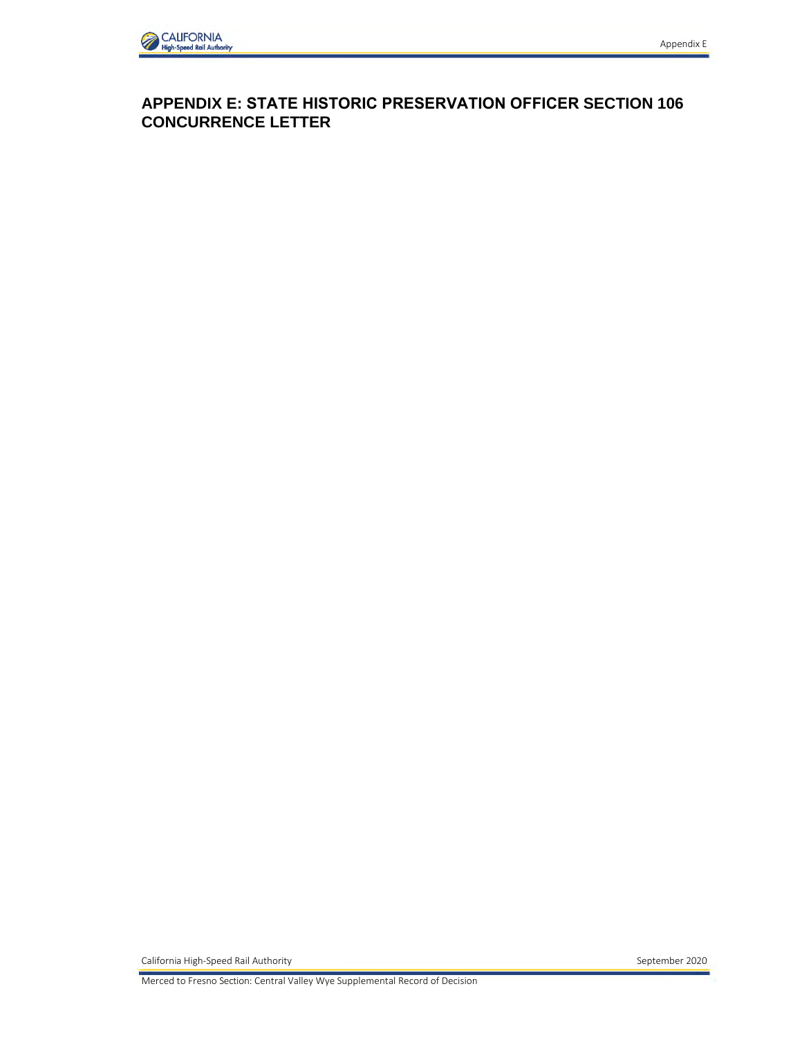# APPENDIX E: STATE HISTORIC PRESERVATION OFFICER SECTION 106 CONCURRENCE LETTER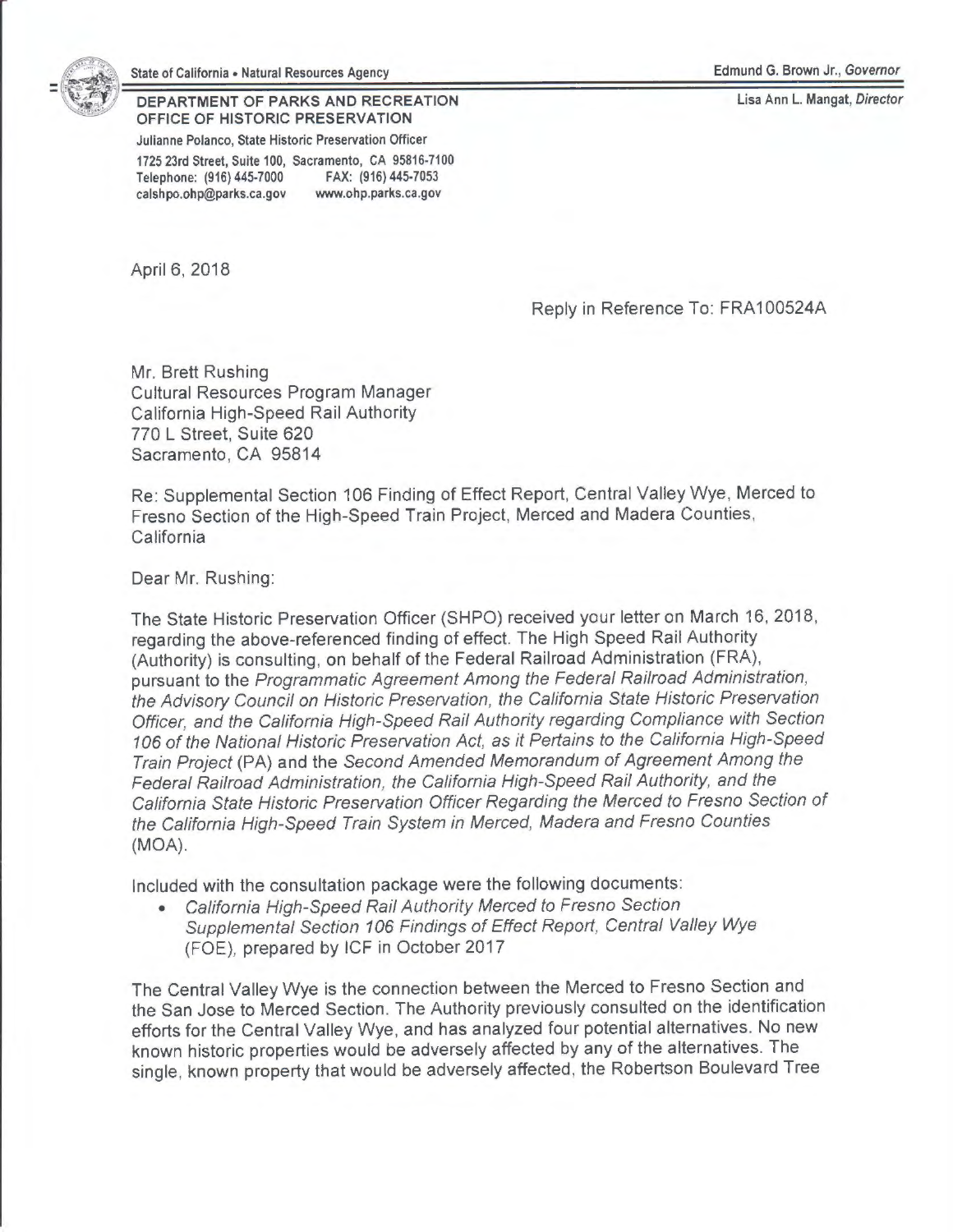State of California • Natural Resources Agency

Edmund G. Brown Jr., *Governor*

**DEPARTMENT OF PARKS AND RECREATION**
**OFFICE OF HISTORIC PRESERVATION**

Lisa Ann L. Mangat, *Director*

Julianne Polanco, State Historic Preservation Officer
1725 23rd Street, Suite 100, Sacramento, CA 95816-7100
Telephone: (916) 445-7000 FAX: (916) 445-7053
calshpo.ohp@parks.ca.gov www.ohp.parks.ca.gov

April 6, 2018

Reply in Reference To: FRA100524A

Mr. Brett Rushing
Cultural Resources Program Manager
California High-Speed Rail Authority
770 L Street, Suite 620
Sacramento, CA 95814

Re: Supplemental Section 106 Finding of Effect Report, Central Valley Wye, Merced to Fresno Section of the High-Speed Train Project, Merced and Madera Counties, California

Dear Mr. Rushing:

The State Historic Preservation Officer (SHPO) received your letter on March 16, 2018, regarding the above-referenced finding of effect. The High Speed Rail Authority (Authority) is consulting, on behalf of the Federal Railroad Administration (FRA), pursuant to the *Programmatic Agreement Among the Federal Railroad Administration, the Advisory Council on Historic Preservation, the California State Historic Preservation Officer, and the California High-Speed Rail Authority regarding Compliance with Section 106 of the National Historic Preservation Act, as it Pertains to the California High-Speed Train Project* (PA) and the *Second Amended Memorandum of Agreement Among the Federal Railroad Administration, the California High-Speed Rail Authority, and the California State Historic Preservation Officer Regarding the Merced to Fresno Section of the California High-Speed Train System in Merced, Madera and Fresno Counties* (MOA).

Included with the consultation package were the following documents:

- *California High-Speed Rail Authority Merced to Fresno Section Supplemental Section 106 Findings of Effect Report, Central Valley Wye* (FOE), prepared by ICF in October 2017

The Central Valley Wye is the connection between the Merced to Fresno Section and the San Jose to Merced Section. The Authority previously consulted on the identification efforts for the Central Valley Wye, and has analyzed four potential alternatives. No new known historic properties would be adversely affected by any of the alternatives. The single, known property that would be adversely affected, the Robertson Boulevard Tree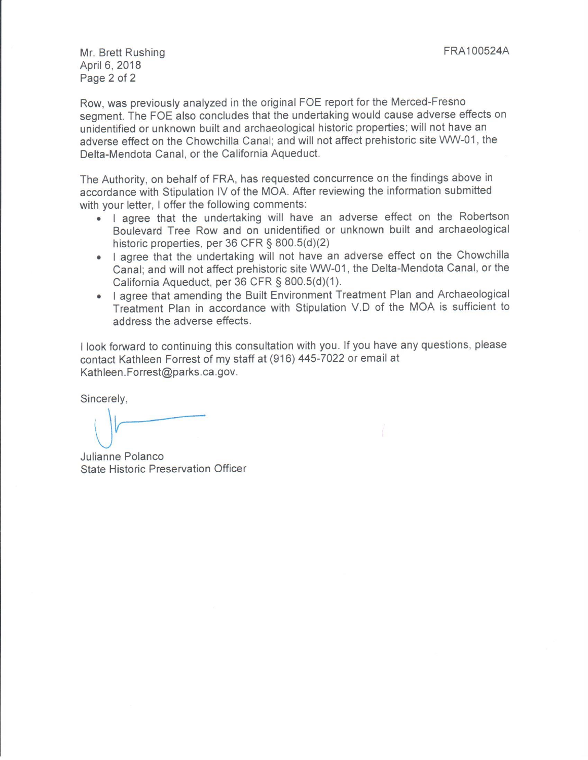Row, was previously analyzed in the original FOE report for the Merced-Fresno segment. The FOE also concludes that the undertaking would cause adverse effects on unidentified or unknown built and archaeological historic properties; will not have an adverse effect on the Chowchilla Canal; and will not affect prehistoric site WW-01, the Delta-Mendota Canal, or the California Aqueduct.

The Authority, on behalf of FRA, has requested concurrence on the findings above in accordance with Stipulation IV of the MOA. After reviewing the information submitted with your letter, I offer the following comments:

- I agree that the undertaking will have an adverse effect on the Robertson Boulevard Tree Row and on unidentified or unknown built and archaeological historic properties, per 36 CFR § 800.5(d)(2)
- I agree that the undertaking will not have an adverse effect on the Chowchilla Canal; and will not affect prehistoric site WW-01, the Delta-Mendota Canal, or the California Aqueduct, per 36 CFR § 800.5(d)(1).
- I agree that amending the Built Environment Treatment Plan and Archaeological Treatment Plan in accordance with Stipulation V.D of the MOA is sufficient to address the adverse effects.

I look forward to continuing this consultation with you. If you have any questions, please contact Kathleen Forrest of my staff at (916) 445-7022 or email at Kathleen.Forrest@parks.ca.gov.

Sincerely,

Julianne Polanco
State Historic Preservation Officer